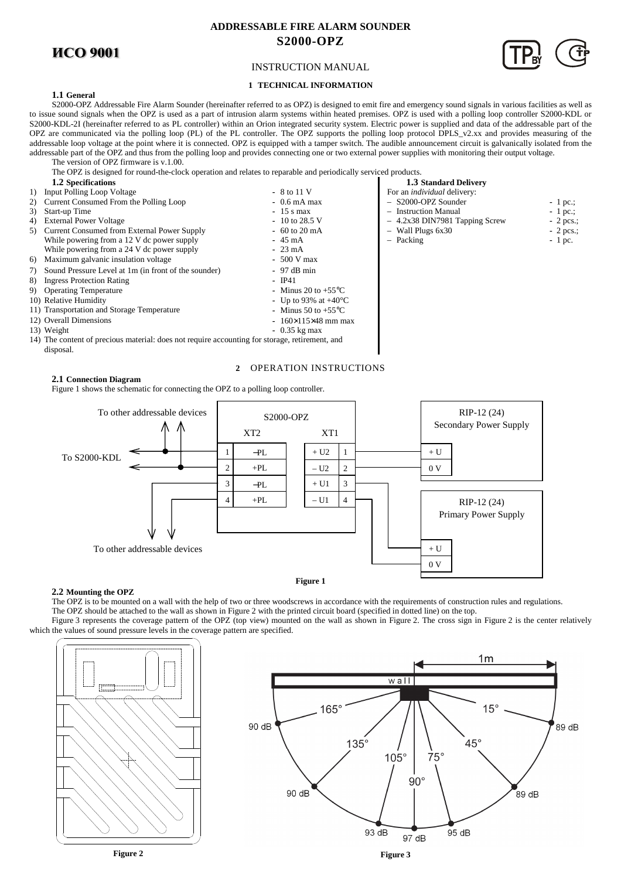**ИСО 9001**

# ADDRESSABLE FIRE ALARM SOUNDER
# S2000-OPZ

INSTRUCTION MANUAL

## 1 TECHNICAL INFORMATION

### 1.1 General

S2000-OPZ Addressable Fire Alarm Sounder (hereinafter referred to as OPZ) is designed to emit fire and emergency sound signals in various facilities as well as to issue sound signals when the OPZ is used as a part of intrusion alarm systems within heated premises. OPZ is used with a polling loop controller S2000-KDL or S2000-KDL-2I (hereinafter referred to as PL controller) within an Orion integrated security system. Electric power is supplied and data of the addressable part of the OPZ are communicated via the polling loop (PL) of the PL controller. The OPZ supports the polling loop protocol DPLS_v2.xx and provides measuring of the addressable loop voltage at the point where it is connected. OPZ is equipped with a tamper switch. The audible announcement circuit is galvanically isolated from the addressable part of the OPZ and thus from the polling loop and provides connecting one or two external power supplies with monitoring their output voltage.

The version of OPZ firmware is v.1.00.

The OPZ is designed for round-the-clock operation and relates to reparable and periodically serviced products.

### 1.2 Specifications

1) Input Polling Loop Voltage - 8 to 11 V
2) Current Consumed From the Polling Loop - 0.6 mA max
3) Start-up Time - 15 s max
4) External Power Voltage - 10 to 28.5 V
5) Current Consumed from External Power Supply - 60 to 20 mA
   While powering from a 12 V dc power supply - 45 mA
   While powering from a 24 V dc power supply - 23 mA
6) Maximum galvanic insulation voltage - 500 V max
7) Sound Pressure Level at 1m (in front of the sounder) - 97 dB min
8) Ingress Protection Rating - IP41
9) Operating Temperature - Minus 20 to +55°C
10) Relative Humidity - Up to 93% at +40°C
11) Transportation and Storage Temperature - Minus 50 to +55°C
12) Overall Dimensions - 160×115×48 mm max
13) Weight - 0.35 kg max
14) The content of precious material: does not require accounting for storage, retirement, and disposal.

### 1.3 Standard Delivery

For an *individual* delivery:

- S2000-OPZ Sounder - 1 pc.;
- Instruction Manual - 1 pc.;
- 4.2x38 DIN7981 Tapping Screw - 2 pcs.;
- Wall Plugs 6x30 - 2 pcs.;
- Packing - 1 pc.

## 2 OPERATION INSTRUCTIONS

### 2.1 Connection Diagram

Figure 1 shows the schematic for connecting the OPZ to a polling loop controller.

| XT2 | | XT1 | |
|---|---|---|---|
| 1 | –PL | + U2 | 1 |
| 2 | +PL | – U2 | 2 |
| 3 | –PL | + U1 | 3 |
| 4 | +PL | – U1 | 4 |

S2000-OPZ: XT2 pins 1, 2 – To S2000-KDL / To other addressable devices; XT2 pins 3, 4 – To other addressable devices. XT1 +U2 / –U2 – RIP-12 (24) Secondary Power Supply (+U / 0 V); XT1 +U1 / –U1 – RIP-12 (24) Primary Power Supply (+U / 0 V).

**Figure 1**

### 2.2 Mounting the OPZ

The OPZ is to be mounted on a wall with the help of two or three woodscrews in accordance with the requirements of construction rules and regulations.

The OPZ should be attached to the wall as shown in Figure 2 with the printed circuit board (specified in dotted line) on the top.

Figure 3 represents the coverage pattern of the OPZ (top view) mounted on the wall as shown in Figure 2. The cross sign in Figure 2 is the center relatively which the values of sound pressure levels in the coverage pattern are specified.

**Figure 2**

1m; wall; 165° – 90 dB; 135° – 90 dB; 105° – 93 dB; 90° – 97 dB; 75° – 95 dB; 45° – 89 dB; 15° – 89 dB

**Figure 3**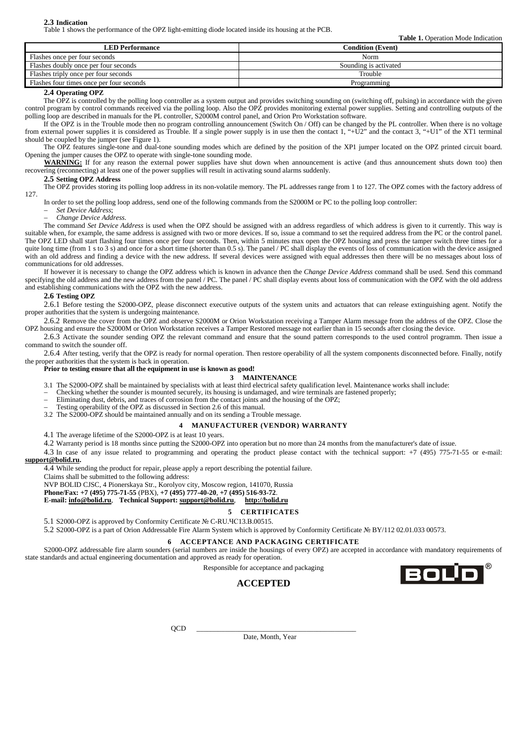### 2.3 Indication

Table 1 shows the performance of the OPZ light-emitting diode located inside its housing at the PCB.

**Table 1.** Operation Mode Indication

| LED Performance | Condition (Event) |
|---|---|
| Flashes once per four seconds | Norm |
| Flashes doubly once per four seconds | Sounding is activated |
| Flashes triply once per four seconds | Trouble |
| Flashes four times once per four seconds | Programming |

### 2.4 Operating OPZ

The OPZ is controlled by the polling loop controller as a system output and provides switching sounding on (switching off, pulsing) in accordance with the given control program by control commands received via the polling loop. Also the OPZ provides monitoring external power supplies. Setting and controlling outputs of the polling loop are described in manuals for the PL controller, S2000M control panel, and Orion Pro Workstation software.

If the OPZ is in the Trouble mode then no program controlling announcement (Switch On / Off) can be changed by the PL controller. When there is no voltage from external power supplies it is considered as Trouble. If a single power supply is in use then the contact 1, "+U2" and the contact 3, "+U1" of the XT1 terminal should be coupled by the jumper (see Figure 1).

The OPZ features single-tone and dual-tone sounding modes which are defined by the position of the XP1 jumper located on the OPZ printed circuit board. Opening the jumper causes the OPZ to operate with single-tone sounding mode.

**WARNING:** If for any reason the external power supplies have shut down when announcement is active (and thus announcement shuts down too) then recovering (reconnecting) at least one of the power supplies will result in activating sound alarms suddenly.

### 2.5 Setting OPZ Address

The OPZ provides storing its polling loop address in its non-volatile memory. The PL addresses range from 1 to 127. The OPZ comes with the factory address of 127.

In order to set the polling loop address, send one of the following commands from the S2000M or PC to the polling loop controller:

– *Set Device Address*;
– *Change Device Address*.

The command *Set Device Address* is used when the OPZ should be assigned with an address regardless of which address is given to it currently. This way is suitable when, for example, the same address is assigned with two or more devices. If so, issue a command to set the required address from the PC or the control panel. The OPZ LED shall start flashing four times once per four seconds. Then, within 5 minutes max open the OPZ housing and press the tamper switch three times for a quite long time (from 1 s to 3 s) and once for a short time (shorter than 0.5 s). The panel / PC shall display the events of loss of communication with the device assigned with an old address and finding a device with the new address. If several devices were assigned with equal addresses then there will be no messages about loss of communications for old addresses.

If however it is necessary to change the OPZ address which is known in advance then the *Change Device Address* command shall be used. Send this command specifying the old address and the new address from the panel / PC. The panel / PC shall display events about loss of communication with the OPZ with the old address and establishing communications with the OPZ with the new address.

### 2.6 Testing OPZ

2.6.1 Before testing the S2000-OPZ, please disconnect executive outputs of the system units and actuators that can release extinguishing agent. Notify the proper authorities that the system is undergoing maintenance.

2.6.2 Remove the cover from the OPZ and observe S2000M or Orion Workstation receiving a Tamper Alarm message from the address of the OPZ. Close the OPZ housing and ensure the S2000M or Orion Workstation receives a Tamper Restored message not earlier than in 15 seconds after closing the device.

2.6.3 Activate the sounder sending OPZ the relevant command and ensure that the sound pattern corresponds to the used control programm. Then issue a command to switch the sounder off.

2.6.4 After testing, verify that the OPZ is ready for normal operation. Then restore operability of all the system components disconnected before. Finally, notify the proper authorities that the system is back in operation.

**Prior to testing ensure that all the equipment in use is known as good!**

## 3 MAINTENANCE

3.1 The S2000-OPZ shall be maintained by specialists with at least third electrical safety qualification level. Maintenance works shall include:

– Checking whether the sounder is mounted securely, its housing is undamaged, and wire terminals are fastened properly;
– Eliminating dust, debris, and traces of corrosion from the contact joints and the housing of the OPZ;
– Testing operability of the OPZ as discussed in Section 2.6 of this manual.

3.2 The S2000-OPZ should be maintained annually and on its sending a Trouble message.

## 4 MANUFACTURER (VENDOR) WARRANTY

4.1 The average lifetime of the S2000-OPZ is at least 10 years.

4.2 Warranty period is 18 months since putting the S2000-OPZ into operation but no more than 24 months from the manufacturer's date of issue.

4.3 In case of any issue related to programming and operating the product please contact with the technical support: +7 (495) 775-71-55 or e-mail: **support@bolid.ru.**

4.4 While sending the product for repair, please apply a report describing the potential failure.

Claims shall be submitted to the following address:

NVP BOLID CJSC, 4 Pionerskaya Str., Korolyov city, Moscow region, 141070, Russia

**Phone/Fax: +7 (495) 775-71-55** (PBX), **+7 (495) 777-40-20**, **+7 (495) 516-93-72**.

**E-mail: info@bolid.ru**, **Technical Support: support@bolid.ru**, **http://bolid.ru**

## 5 CERTIFICATES

5.1 S2000-OPZ is approved by Conformity Certificate № C-RU.ЧС13.B.00515.

5.2 S2000-OPZ is a part of Orion Addressable Fire Alarm System which is approved by Conformity Certificate № BY/112 02.01.033 00573.

## 6 ACCEPTANCE AND PACKAGING CERTIFICATE

S2000-OPZ addressable fire alarm sounders (serial numbers are inside the housings of every OPZ) are accepted in accordance with mandatory requirements of state standards and actual engineering documentation and approved as ready for operation.

Responsible for acceptance and packaging

BOLID®

**ACCEPTED**

QCD ____________________________________________

Date, Month, Year